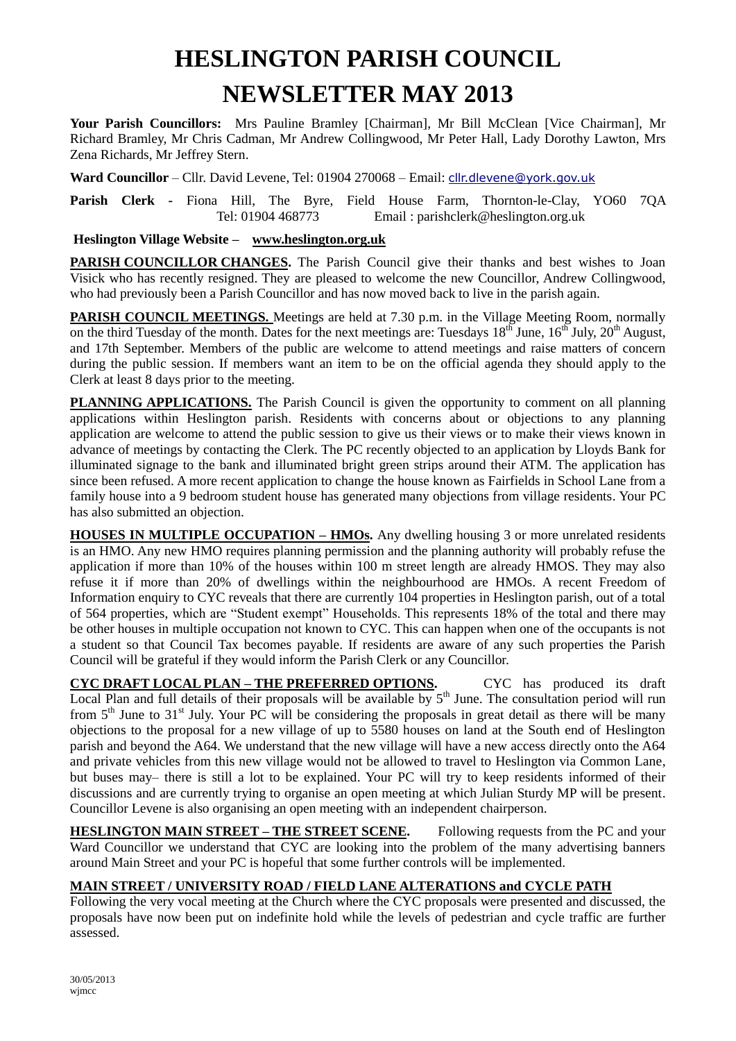# HESLINGTON PARISH COUNCIL

# NEWSLETTER MAY 2013

**Your Parish Councillors:** Mrs Pauline Bramley [Chairman], Mr Bill McClean [Vice Chairman], Mr Richard Bramley, Mr Chris Cadman, Mr Andrew Collingwood, Mr Peter Hall, Lady Dorothy Lawton, Mrs Zena Richards, Mr Jeffrey Stern.

**Ward Councillor** – Cllr. David Levene, Tel: 01904 270068 – Email: cllr.dlevene@york.gov.uk

**Parish Clerk -** Fiona Hill, The Byre, Field House Farm, Thornton-le-Clay, YO60 7QA Tel: 01904 468773 Email : parishclerk@heslington.org.uk

**Heslington Village Website – www.heslington.org.uk**

**PARISH COUNCILLOR CHANGES.** The Parish Council give their thanks and best wishes to Joan Visick who has recently resigned. They are pleased to welcome the new Councillor, Andrew Collingwood, who had previously been a Parish Councillor and has now moved back to live in the parish again.

**PARISH COUNCIL MEETINGS.** Meetings are held at 7.30 p.m. in the Village Meeting Room, normally on the third Tuesday of the month. Dates for the next meetings are: Tuesdays 18th June, 16th July, 20th August, and 17th September. Members of the public are welcome to attend meetings and raise matters of concern during the public session. If members want an item to be on the official agenda they should apply to the Clerk at least 8 days prior to the meeting.

**PLANNING APPLICATIONS.** The Parish Council is given the opportunity to comment on all planning applications within Heslington parish. Residents with concerns about or objections to any planning application are welcome to attend the public session to give us their views or to make their views known in advance of meetings by contacting the Clerk. The PC recently objected to an application by Lloyds Bank for illuminated signage to the bank and illuminated bright green strips around their ATM. The application has since been refused. A more recent application to change the house known as Fairfields in School Lane from a family house into a 9 bedroom student house has generated many objections from village residents. Your PC has also submitted an objection.

**HOUSES IN MULTIPLE OCCUPATION – HMOs.** Any dwelling housing 3 or more unrelated residents is an HMO. Any new HMO requires planning permission and the planning authority will probably refuse the application if more than 10% of the houses within 100 m street length are already HMOS. They may also refuse it if more than 20% of dwellings within the neighbourhood are HMOs. A recent Freedom of Information enquiry to CYC reveals that there are currently 104 properties in Heslington parish, out of a total of 564 properties, which are "Student exempt" Households. This represents 18% of the total and there may be other houses in multiple occupation not known to CYC. This can happen when one of the occupants is not a student so that Council Tax becomes payable. If residents are aware of any such properties the Parish Council will be grateful if they would inform the Parish Clerk or any Councillor.

**CYC DRAFT LOCAL PLAN – THE PREFERRED OPTIONS.** CYC has produced its draft Local Plan and full details of their proposals will be available by 5th June. The consultation period will run from 5th June to 31st July. Your PC will be considering the proposals in great detail as there will be many objections to the proposal for a new village of up to 5580 houses on land at the South end of Heslington parish and beyond the A64. We understand that the new village will have a new access directly onto the A64 and private vehicles from this new village would not be allowed to travel to Heslington via Common Lane, but buses may– there is still a lot to be explained. Your PC will try to keep residents informed of their discussions and are currently trying to organise an open meeting at which Julian Sturdy MP will be present. Councillor Levene is also organising an open meeting with an independent chairperson.

**HESLINGTON MAIN STREET – THE STREET SCENE.** Following requests from the PC and your Ward Councillor we understand that CYC are looking into the problem of the many advertising banners around Main Street and your PC is hopeful that some further controls will be implemented.

**MAIN STREET / UNIVERSITY ROAD / FIELD LANE ALTERATIONS and CYCLE PATH**

Following the very vocal meeting at the Church where the CYC proposals were presented and discussed, the proposals have now been put on indefinite hold while the levels of pedestrian and cycle traffic are further assessed.

30/05/2013
wjmcc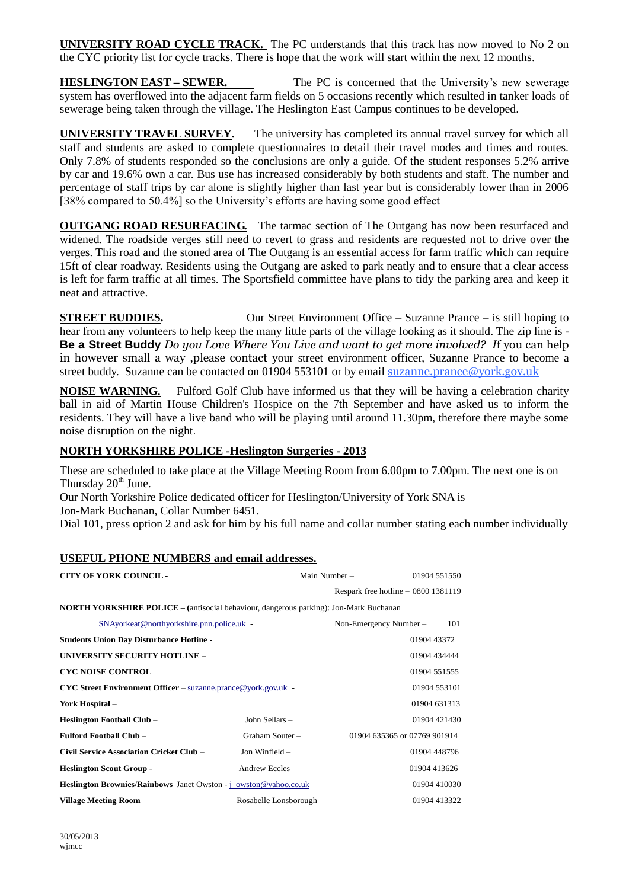**UNIVERSITY ROAD CYCLE TRACK.** The PC understands that this track has now moved to No 2 on the CYC priority list for cycle tracks. There is hope that the work will start within the next 12 months.

**HESLINGTON EAST – SEWER.** The PC is concerned that the University's new sewerage system has overflowed into the adjacent farm fields on 5 occasions recently which resulted in tanker loads of sewerage being taken through the village. The Heslington East Campus continues to be developed.

**UNIVERSITY TRAVEL SURVEY.** The university has completed its annual travel survey for which all staff and students are asked to complete questionnaires to detail their travel modes and times and routes. Only 7.8% of students responded so the conclusions are only a guide. Of the student responses 5.2% arrive by car and 19.6% own a car. Bus use has increased considerably by both students and staff. The number and percentage of staff trips by car alone is slightly higher than last year but is considerably lower than in 2006 [38% compared to 50.4%] so the University's efforts are having some good effect

**OUTGANG ROAD RESURFACING.** The tarmac section of The Outgang has now been resurfaced and widened. The roadside verges still need to revert to grass and residents are requested not to drive over the verges. This road and the stoned area of The Outgang is an essential access for farm traffic which can require 15ft of clear roadway. Residents using the Outgang are asked to park neatly and to ensure that a clear access is left for farm traffic at all times. The Sportsfield committee have plans to tidy the parking area and keep it neat and attractive.

**STREET BUDDIES.** Our Street Environment Office – Suzanne Prance – is still hoping to hear from any volunteers to help keep the many little parts of the village looking as it should. The zip line is - **Be a Street Buddy** *Do you Love Where You Live and want to get more involved? I*f you can help in however small a way ,please contact your street environment officer, Suzanne Prance to become a street buddy. Suzanne can be contacted on 01904 553101 or by email suzanne.prance@york.gov.uk

**NOISE WARNING.** Fulford Golf Club have informed us that they will be having a celebration charity ball in aid of Martin House Children's Hospice on the 7th September and have asked us to inform the residents. They will have a live band who will be playing until around 11.30pm, therefore there maybe some noise disruption on the night.

## NORTH YORKSHIRE POLICE -Heslington Surgeries - 2013

These are scheduled to take place at the Village Meeting Room from 6.00pm to 7.00pm. The next one is on Thursday 20th June.

Our North Yorkshire Police dedicated officer for Heslington/University of York SNA is
Jon-Mark Buchanan, Collar Number 6451.

Dial 101, press option 2 and ask for him by his full name and collar number stating each number individually

## USEFUL PHONE NUMBERS and email addresses.

| | | | |
|---|---|---|---|
| **CITY OF YORK COUNCIL -** | | Main Number – | 01904 551550 |
| | | Respark free hotline – | 0800 1381119 |
| **NORTH YORKSHIRE POLICE – (**antisocial behaviour, dangerous parking): Jon-Mark Buchanan | | | |
| SNAyorkeat@northyorkshire.pnn.police.uk - | | Non-Emergency Number – | 101 |
| **Students Union Day Disturbance Hotline -** | | | 01904 43372 |
| **UNIVERSITY SECURITY HOTLINE** – | | | 01904 434444 |
| **CYC NOISE CONTROL** | | | 01904 551555 |
| **CYC Street Environment Officer** – suzanne.prance@york.gov.uk - | | | 01904 553101 |
| **York Hospital** – | | | 01904 631313 |
| **Heslington Football Club** – | John Sellars – | | 01904 421430 |
| **Fulford Football Club** – | Graham Souter – | | 01904 635365 or 07769 901914 |
| **Civil Service Association Cricket Club** – | Jon Winfield – | | 01904 448796 |
| **Heslington Scout Group -** | Andrew Eccles – | | 01904 413626 |
| **Heslington Brownies/Rainbows** Janet Owston - j_owston@yahoo.co.uk | | | 01904 410030 |
| **Village Meeting Room** – | Rosabelle Lonsborough | | 01904 413322 |

30/05/2013
wjmcc